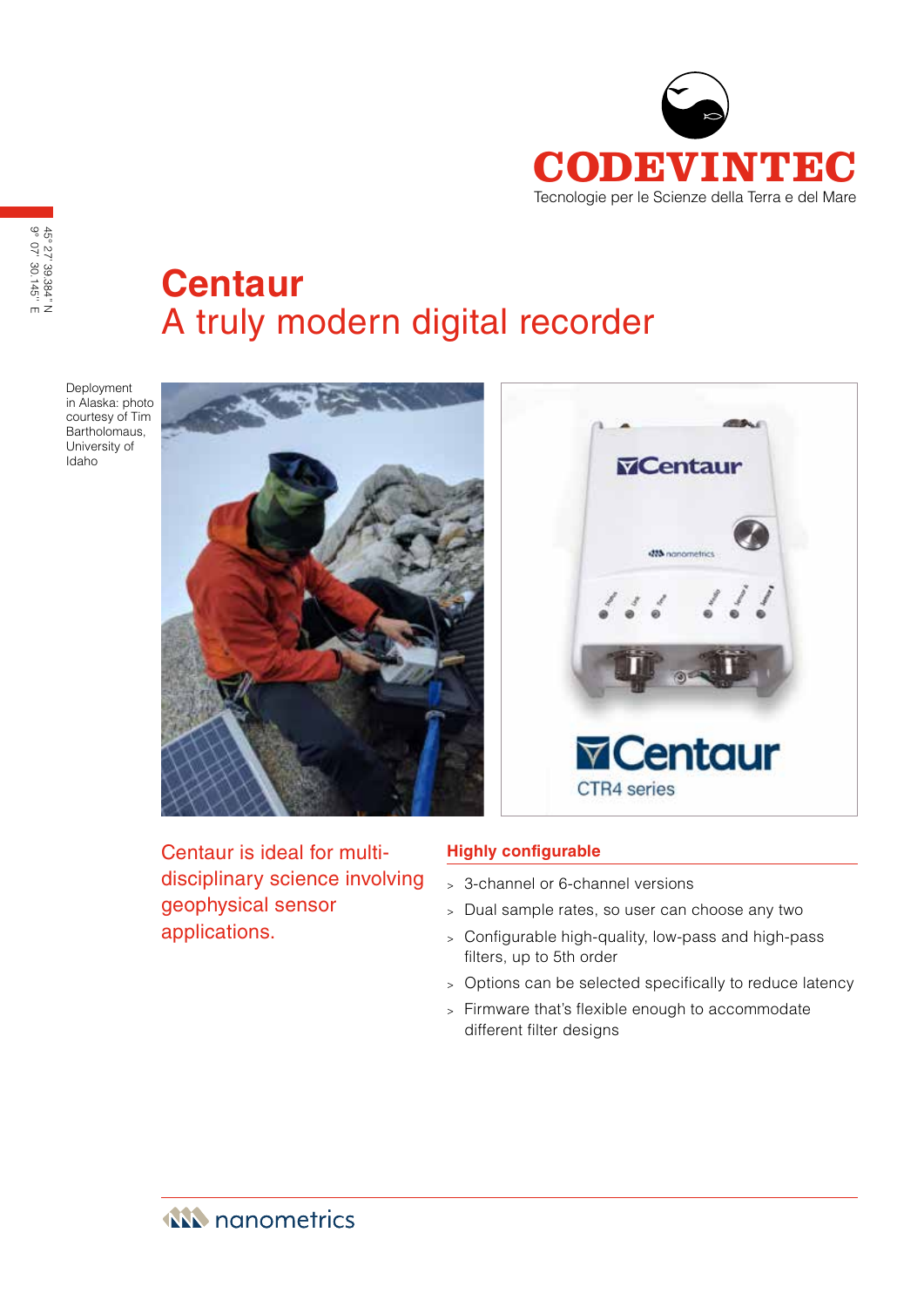CODEVINTEC

Tecnologie per le Scienze della Terra e del Mare

45° 27' 39.384" N
9° 07' 30.145" E

# Centaur

## A truly modern digital recorder

Deployment in Alaska: photo courtesy of Tim Bartholomaus, University of Idaho

Centaur is ideal for multi-disciplinary science involving geophysical sensor applications.

### Highly configurable

- 3-channel or 6-channel versions
- Dual sample rates, so user can choose any two
- Configurable high-quality, low-pass and high-pass filters, up to 5th order
- Options can be selected specifically to reduce latency
- Firmware that's flexible enough to accommodate different filter designs

nanometrics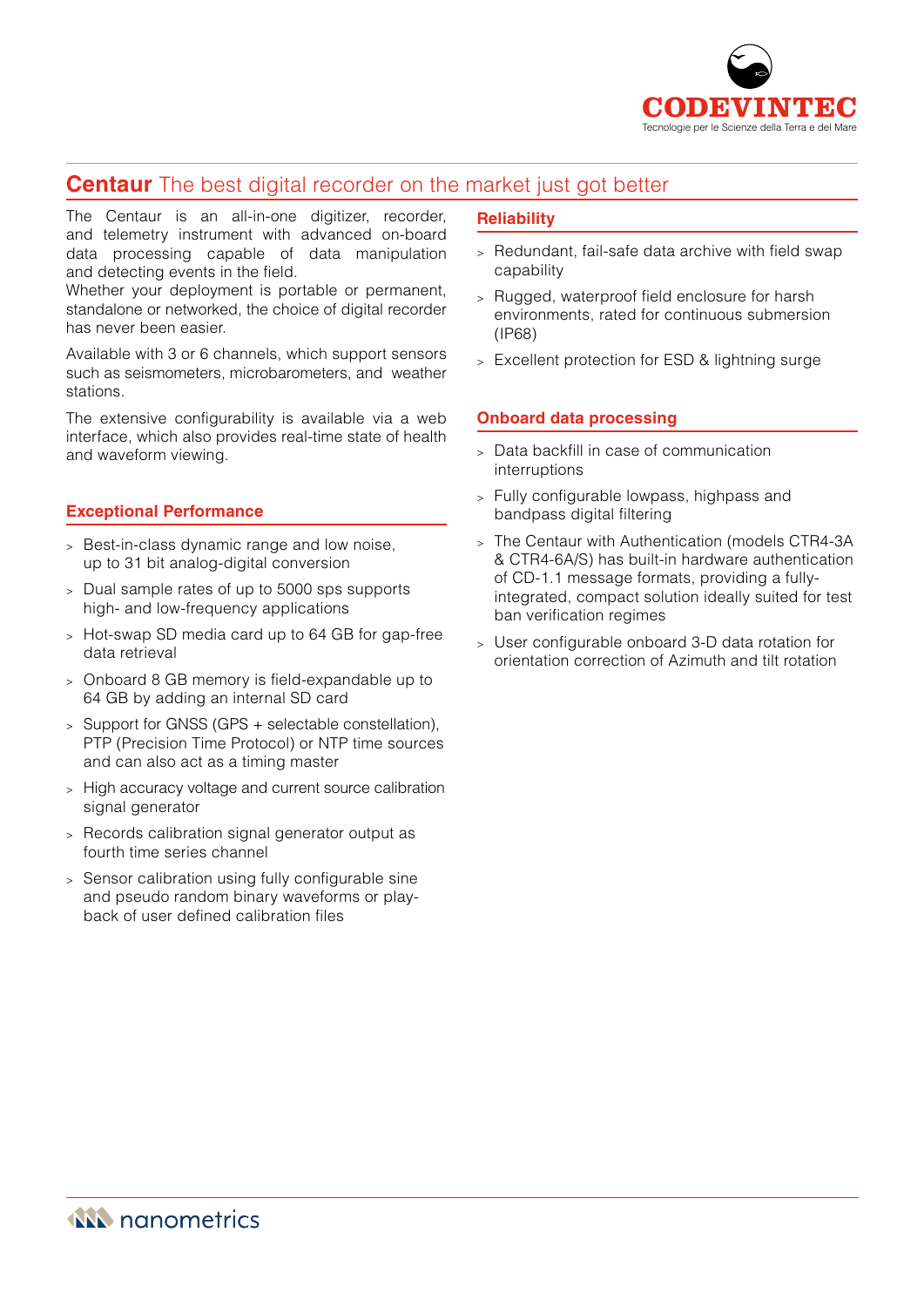## **Centaur** The best digital recorder on the market just got better

The Centaur is an all-in-one digitizer, recorder, and telemetry instrument with advanced on-board data processing capable of data manipulation and detecting events in the field.
Whether your deployment is portable or permanent, standalone or networked, the choice of digital recorder has never been easier.

Available with 3 or 6 channels, which support sensors such as seismometers, microbarometers, and weather stations.

The extensive configurability is available via a web interface, which also provides real-time state of health and waveform viewing.

### Exceptional Performance

- Best-in-class dynamic range and low noise, up to 31 bit analog-digital conversion
- Dual sample rates of up to 5000 sps supports high- and low-frequency applications
- Hot-swap SD media card up to 64 GB for gap-free data retrieval
- Onboard 8 GB memory is field-expandable up to 64 GB by adding an internal SD card
- Support for GNSS (GPS + selectable constellation), PTP (Precision Time Protocol) or NTP time sources and can also act as a timing master
- High accuracy voltage and current source calibration signal generator
- Records calibration signal generator output as fourth time series channel
- Sensor calibration using fully configurable sine and pseudo random binary waveforms or play-back of user defined calibration files

### Reliability

- Redundant, fail-safe data archive with field swap capability
- Rugged, waterproof field enclosure for harsh environments, rated for continuous submersion (IP68)
- Excellent protection for ESD & lightning surge

### Onboard data processing

- Data backfill in case of communication interruptions
- Fully configurable lowpass, highpass and bandpass digital filtering
- The Centaur with Authentication (models CTR4-3A & CTR4-6A/S) has built-in hardware authentication of CD-1.1 message formats, providing a fully-integrated, compact solution ideally suited for test ban verification regimes
- User configurable onboard 3-D data rotation for orientation correction of Azimuth and tilt rotation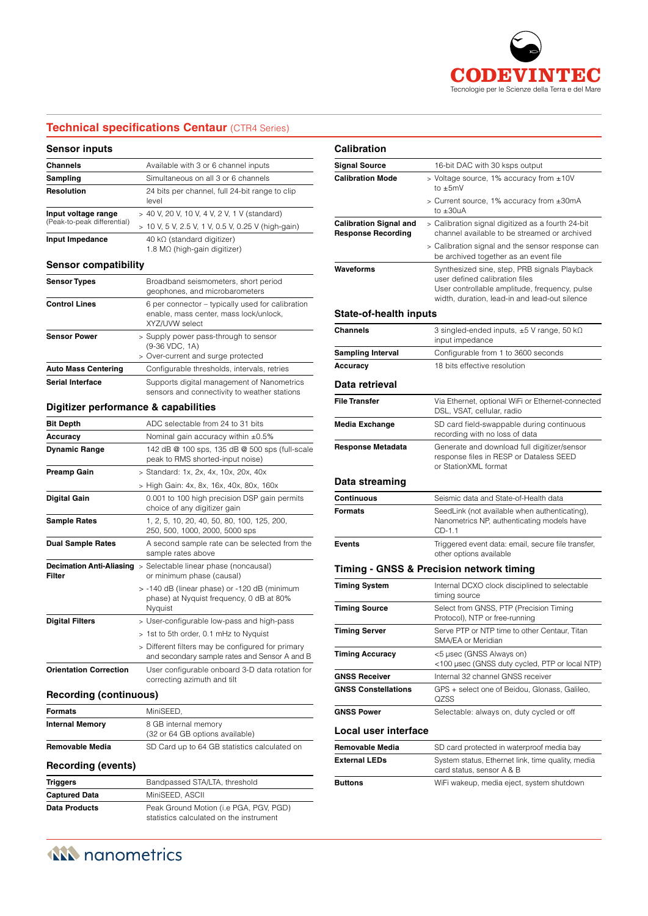## Technical specifications Centaur (CTR4 Series)

### Sensor inputs

| | |
|---|---|
| **Channels** | Available with 3 or 6 channel inputs |
| **Sampling** | Simultaneous on all 3 or 6 channels |
| **Resolution** | 24 bits per channel, full 24-bit range to clip level |
| **Input voltage range** (Peak-to-peak differential) | > 40 V, 20 V, 10 V, 4 V, 2 V, 1 V (standard)<br>> 10 V, 5 V, 2.5 V, 1 V, 0.5 V, 0.25 V (high-gain) |
| **Input Impedance** | 40 kΩ (standard digitizer)<br>1.8 MΩ (high-gain digitizer) |

### Sensor compatibility

| | |
|---|---|
| **Sensor Types** | Broadband seismometers, short period geophones, and microbarometers |
| **Control Lines** | 6 per connector – typically used for calibration enable, mass center, mass lock/unlock, XYZ/UVW select |
| **Sensor Power** | > Supply power pass-through to sensor (9-36 VDC, 1A)<br>> Over-current and surge protected |
| **Auto Mass Centering** | Configurable thresholds, intervals, retries |
| **Serial Interface** | Supports digital management of Nanometrics sensors and connectivity to weather stations |

### Digitizer performance & capabilities

| | |
|---|---|
| **Bit Depth** | ADC selectable from 24 to 31 bits |
| **Accuracy** | Nominal gain accuracy within ±0.5% |
| **Dynamic Range** | 142 dB @ 100 sps, 135 dB @ 500 sps (full-scale peak to RMS shorted-input noise) |
| **Preamp Gain** | > Standard: 1x, 2x, 4x, 10x, 20x, 40x<br>> High Gain: 4x, 8x, 16x, 40x, 80x, 160x |
| **Digital Gain** | 0.001 to 100 high precision DSP gain permits choice of any digitizer gain |
| **Sample Rates** | 1, 2, 5, 10, 20, 40, 50, 80, 100, 125, 200, 250, 500, 1000, 2000, 5000 sps |
| **Dual Sample Rates** | A second sample rate can be selected from the sample rates above |
| **Decimation Anti-Aliasing Filter** | > Selectable linear phase (noncausal) or minimum phase (causal)<br>> -140 dB (linear phase) or -120 dB (minimum phase) at Nyquist frequency, 0 dB at 80% Nyquist |
| **Digital Filters** | > User-configurable low-pass and high-pass<br>> 1st to 5th order, 0.1 mHz to Nyquist<br>> Different filters may be configured for primary and secondary sample rates and Sensor A and B |
| **Orientation Correction** | User configurable onboard 3-D data rotation for correcting azimuth and tilt |

### Recording (continuous)

| | |
|---|---|
| **Formats** | MiniSEED, |
| **Internal Memory** | 8 GB internal memory<br>(32 or 64 GB options available) |
| **Removable Media** | SD Card up to 64 GB statistics calculated on |

### Recording (events)

| | |
|---|---|
| **Triggers** | Bandpassed STA/LTA, threshold |
| **Captured Data** | MiniSEED, ASCII |
| **Data Products** | Peak Ground Motion (i.e PGA, PGV, PGD) statistics calculated on the instrument |

### Calibration

| | |
|---|---|
| **Signal Source** | 16-bit DAC with 30 ksps output |
| **Calibration Mode** | > Voltage source, 1% accuracy from ±10V to ±5mV<br>> Current source, 1% accuracy from ±30mA to ±30uA |
| **Calibration Signal and Response Recording** | > Calibration signal digitized as a fourth 24-bit channel available to be streamed or archived<br>> Calibration signal and the sensor response can be archived together as an event file |
| **Waveforms** | Synthesized sine, step, PRB signals Playback user defined calibration files<br>User controllable amplitude, frequency, pulse width, duration, lead-in and lead-out silence |

### State-of-health inputs

| | |
|---|---|
| **Channels** | 3 singled-ended inputs, ±5 V range, 50 kΩ input impedance |
| **Sampling Interval** | Configurable from 1 to 3600 seconds |
| **Accuracy** | 18 bits effective resolution |

### Data retrieval

| | |
|---|---|
| **File Transfer** | Via Ethernet, optional WiFi or Ethernet-connected DSL, VSAT, cellular, radio |
| **Media Exchange** | SD card field-swappable during continuous recording with no loss of data |
| **Response Metadata** | Generate and download full digitizer/sensor response files in RESP or Dataless SEED or StationXML format |

### Data streaming

| | |
|---|---|
| **Continuous** | Seismic data and State-of-Health data |
| **Formats** | SeedLink (not available when authenticating), Nanometrics NP, authenticating models have CD-1.1 |
| **Events** | Triggered event data: email, secure file transfer, other options available |

### Timing - GNSS & Precision network timing

| | |
|---|---|
| **Timing System** | Internal DCXO clock disciplined to selectable timing source |
| **Timing Source** | Select from GNSS, PTP (Precision Timing Protocol), NTP or free-running |
| **Timing Server** | Serve PTP or NTP time to other Centaur, Titan SMA/EA or Meridian |
| **Timing Accuracy** | <5 µsec (GNSS Always on)<br><100 µsec (GNSS duty cycled, PTP or local NTP) |
| **GNSS Receiver** | Internal 32 channel GNSS receiver |
| **GNSS Constellations** | GPS + select one of Beidou, Glonass, Galileo, QZSS |
| **GNSS Power** | Selectable: always on, duty cycled or off |

### Local user interface

| | |
|---|---|
| **Removable Media** | SD card protected in waterproof media bay |
| **External LEDs** | System status, Ethernet link, time quality, media card status, sensor A & B |
| **Buttons** | WiFi wakeup, media eject, system shutdown |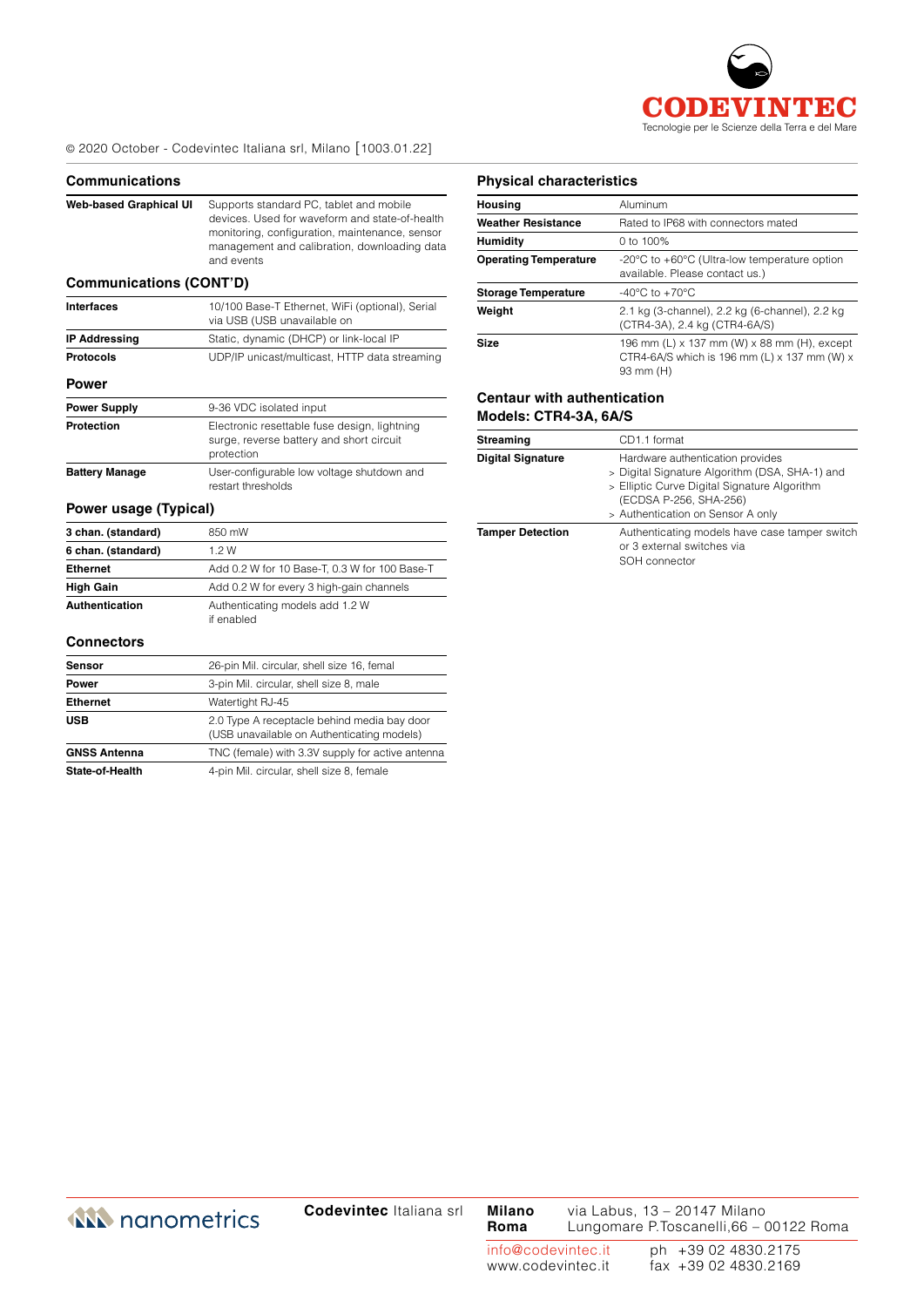© 2020 October - Codevintec Italiana srl, Milano [1003.01.22]

## Communications

| | |
|---|---|
| **Web-based Graphical UI** | Supports standard PC, tablet and mobile devices. Used for waveform and state-of-health monitoring, configuration, maintenance, sensor management and calibration, downloading data and events |

## Communications (CONT'D)

| | |
|---|---|
| **Interfaces** | 10/100 Base-T Ethernet, WiFi (optional), Serial via USB (USB unavailable on |
| **IP Addressing** | Static, dynamic (DHCP) or link-local IP |
| **Protocols** | UDP/IP unicast/multicast, HTTP data streaming |

## Power

| | |
|---|---|
| **Power Supply** | 9-36 VDC isolated input |
| **Protection** | Electronic resettable fuse design, lightning surge, reverse battery and short circuit protection |
| **Battery Manage** | User-configurable low voltage shutdown and restart thresholds |

## Power usage (Typical)

| | |
|---|---|
| **3 chan. (standard)** | 850 mW |
| **6 chan. (standard)** | 1.2 W |
| **Ethernet** | Add 0.2 W for 10 Base-T, 0.3 W for 100 Base-T |
| **High Gain** | Add 0.2 W for every 3 high-gain channels |
| **Authentication** | Authenticating models add 1.2 W if enabled |

## Connectors

| | |
|---|---|
| **Sensor** | 26-pin Mil. circular, shell size 16, femal |
| **Power** | 3-pin Mil. circular, shell size 8, male |
| **Ethernet** | Watertight RJ-45 |
| **USB** | 2.0 Type A receptacle behind media bay door (USB unavailable on Authenticating models) |
| **GNSS Antenna** | TNC (female) with 3.3V supply for active antenna |
| **State-of-Health** | 4-pin Mil. circular, shell size 8, female |

## Physical characteristics

| | |
|---|---|
| **Housing** | Aluminum |
| **Weather Resistance** | Rated to IP68 with connectors mated |
| **Humidity** | 0 to 100% |
| **Operating Temperature** | -20°C to +60°C (Ultra-low temperature option available. Please contact us.) |
| **Storage Temperature** | -40°C to +70°C |
| **Weight** | 2.1 kg (3-channel), 2.2 kg (6-channel), 2.2 kg (CTR4-3A), 2.4 kg (CTR4-6A/S) |
| **Size** | 196 mm (L) x 137 mm (W) x 88 mm (H), except CTR4-6A/S which is 196 mm (L) x 137 mm (W) x 93 mm (H) |

## Centaur with authentication Models: CTR4-3A, 6A/S

| | |
|---|---|
| **Streaming** | CD1.1 format |
| **Digital Signature** | Hardware authentication provides<br>> Digital Signature Algorithm (DSA, SHA-1) and<br>> Elliptic Curve Digital Signature Algorithm (ECDSA P-256, SHA-256)<br>> Authentication on Sensor A only |
| **Tamper Detection** | Authenticating models have case tamper switch or 3 external switches via SOH connector |

nanometrics

**Codevintec** Italiana srl

**Milano** via Labus, 13 – 20147 Milano
**Roma** Lungomare P.Toscanelli,66 – 00122 Roma

info@codevintec.it
www.codevintec.it

ph +39 02 4830.2175
fax +39 02 4830.2169